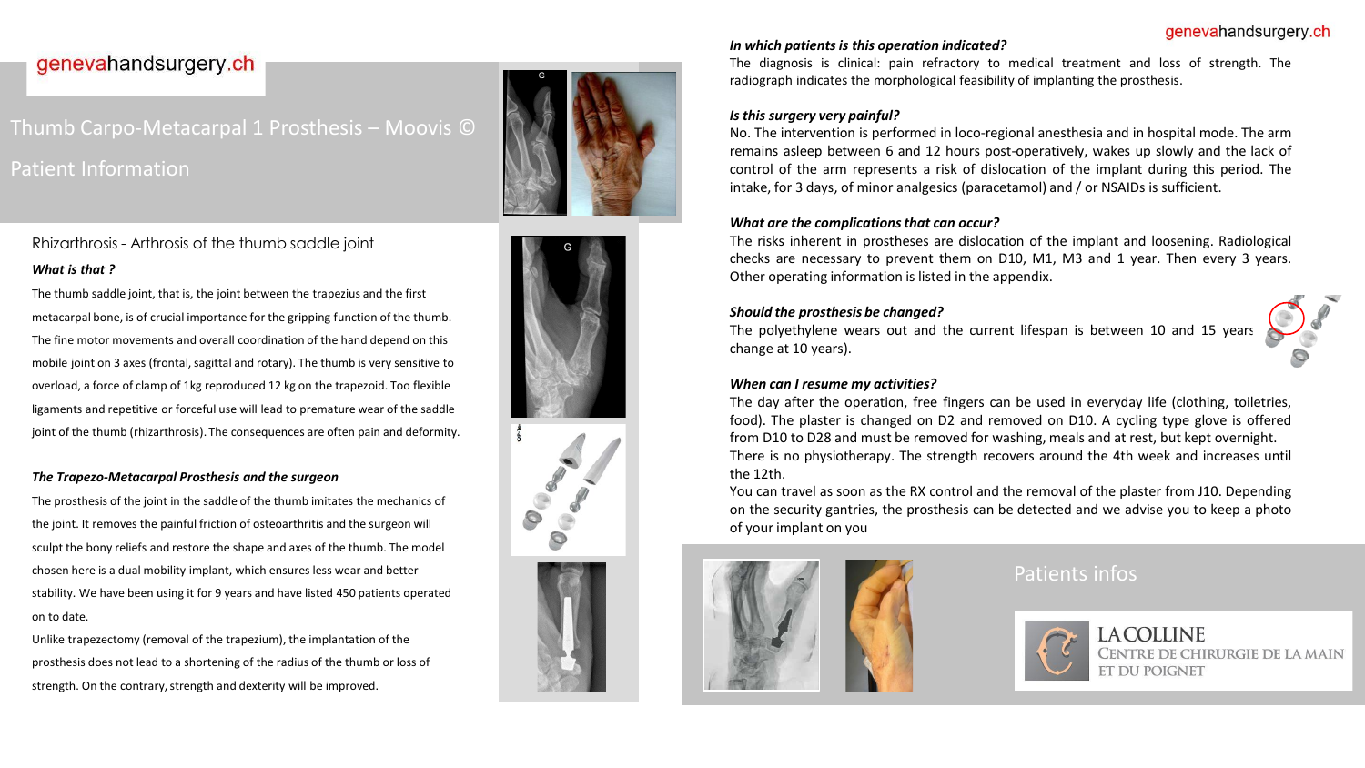# Thumb Carpo-Metacarpal 1 Prosthesis – Moovis ©

## Patient Information

### Rhizarthrosis - Arthrosis of the thumb saddle joint

***What is that ?***

The thumb saddle joint, that is, the joint between the trapezius and the first metacarpal bone, is of crucial importance for the gripping function of the thumb. The fine motor movements and overall coordination of the hand depend on this mobile joint on 3 axes (frontal, sagittal and rotary). The thumb is very sensitive to overload, a force of clamp of 1kg reproduced 12 kg on the trapezoid. Too flexible ligaments and repetitive or forceful use will lead to premature wear of the saddle joint of the thumb (rhizarthrosis). The consequences are often pain and deformity.

***The Trapezo-Metacarpal Prosthesis and the surgeon***

The prosthesis of the joint in the saddle of the thumb imitates the mechanics of the joint. It removes the painful friction of osteoarthritis and the surgeon will sculpt the bony reliefs and restore the shape and axes of the thumb. The model chosen here is a dual mobility implant, which ensures less wear and better stability. We have been using it for 9 years and have listed 450 patients operated on to date.

Unlike trapezectomy (removal of the trapezium), the implantation of the prosthesis does not lead to a shortening of the radius of the thumb or loss of strength. On the contrary, strength and dexterity will be improved.

***In which patients is this operation indicated?***

The diagnosis is clinical: pain refractory to medical treatment and loss of strength. The radiograph indicates the morphological feasibility of implanting the prosthesis.

***Is this surgery very painful?***

No. The intervention is performed in loco-regional anesthesia and in hospital mode. The arm remains asleep between 6 and 12 hours post-operatively, wakes up slowly and the lack of control of the arm represents a risk of dislocation of the implant during this period. The intake, for 3 days, of minor analgesics (paracetamol) and / or NSAIDs is sufficient.

***What are the complications that can occur?***

The risks inherent in prostheses are dislocation of the implant and loosening. Radiological checks are necessary to prevent them on D10, M1, M3 and 1 year. Then every 3 years. Other operating information is listed in the appendix.

***Should the prosthesis be changed?***

The polyethylene wears out and the current lifespan is between 10 and 15 years change at 10 years).

***When can I resume my activities?***

The day after the operation, free fingers can be used in everyday life (clothing, toiletries, food). The plaster is changed on D2 and removed on D10. A cycling type glove is offered from D10 to D28 and must be removed for washing, meals and at rest, but kept overnight. There is no physiotherapy. The strength recovers around the 4th week and increases until the 12th.

You can travel as soon as the RX control and the removal of the plaster from J10. Depending on the security gantries, the prosthesis can be detected and we advise you to keep a photo of your implant on you

## Patients infos

**LA COLLINE**
CENTRE DE CHIRURGIE DE LA MAIN ET DU POIGNET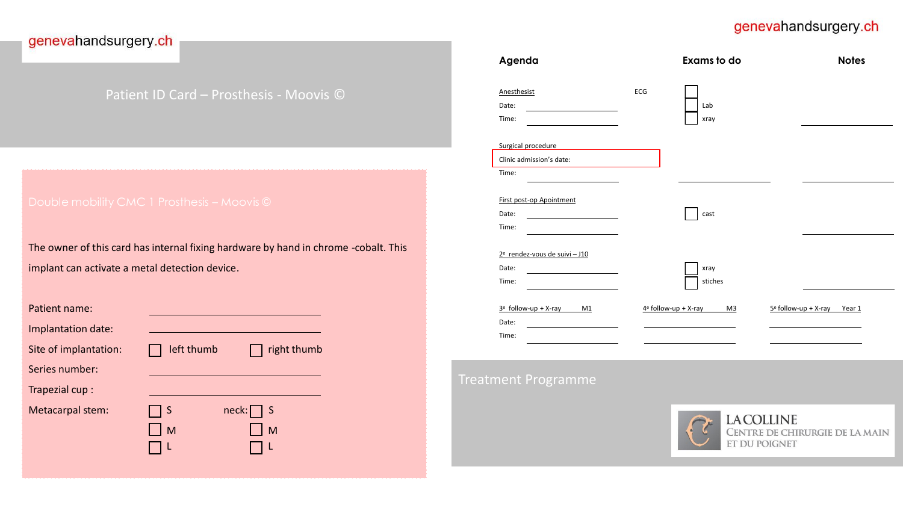genevahandsurgery.ch

# Patient ID Card – Prosthesis - Moovis ©

## Double mobility CMC 1 Prosthesis – Moovis ©

The owner of this card has internal fixing hardware by hand in chrome -cobalt. This implant can activate a metal detection device.

Patient name: ____________________

Implantation date: ____________________

Site of implantation: ☐ left thumb ☐ right thumb

Series number: ____________________

Trapezial cup : ____________________

Metacarpal stem: ☐ S ☐ M ☐ L    neck: ☐ S ☐ M ☐ L

genevahandsurgery.ch

| Agenda | Exams to do | Notes |
| --- | --- | --- |
| Anesthesist<br>Date: ____<br>Time: ____ | ECG ☐<br>Lab ☐<br>xray ☐ | ____ |
| Surgical procedure<br>Clinic admission's date:<br>Time: ____ | ____ | ____ |
| First post-op Apointment<br>Date: ____<br>Time: ____ | ☐ cast | ____ |
| 2e rendez-vous de suivi – J10<br>Date: ____<br>Time: ____ | ☐ xray<br>☐ stiches | ____ |

| 3e follow-up + X-ray M1 | 4e follow-up + X-ray M3 | 5e follow-up + X-ray Year 1 |
| --- | --- | --- |
| Date: ____ | ____ | ____ |
| Time: ____ | ____ | ____ |

## Treatment Programme

LA COLLINE
CENTRE DE CHIRURGIE DE LA MAIN ET DU POIGNET